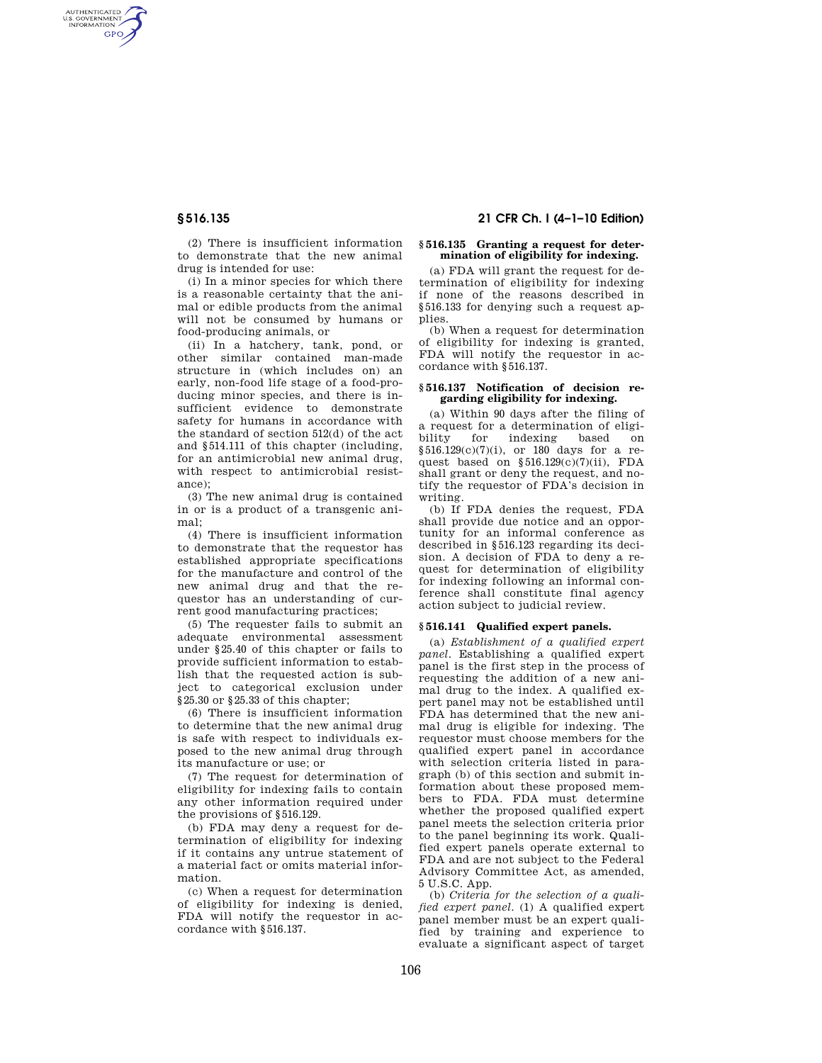(2) There is insufficient information to demonstrate that the new animal drug is intended for use:

(i) In a minor species for which there is a reasonable certainty that the animal or edible products from the animal will not be consumed by humans or food-producing animals, or

(ii) In a hatchery, tank, pond, or other similar contained man-made structure in (which includes on) an early, non-food life stage of a food-producing minor species, and there is insufficient evidence to demonstrate safety for humans in accordance with the standard of section 512(d) of the act and §514.111 of this chapter (including, for an antimicrobial new animal drug, with respect to antimicrobial resistance);

(3) The new animal drug is contained in or is a product of a transgenic animal;

(4) There is insufficient information to demonstrate that the requestor has established appropriate specifications for the manufacture and control of the new animal drug and that the requestor has an understanding of current good manufacturing practices;

(5) The requester fails to submit an adequate environmental assessment under §25.40 of this chapter or fails to provide sufficient information to establish that the requested action is subject to categorical exclusion under §25.30 or §25.33 of this chapter;

(6) There is insufficient information to determine that the new animal drug is safe with respect to individuals exposed to the new animal drug through its manufacture or use; or

(7) The request for determination of eligibility for indexing fails to contain any other information required under the provisions of §516.129.

(b) FDA may deny a request for determination of eligibility for indexing if it contains any untrue statement of a material fact or omits material information.

(c) When a request for determination of eligibility for indexing is denied, FDA will notify the requestor in accordance with §516.137.

### §516.135 Granting a request for determination of eligibility for indexing.

(a) FDA will grant the request for determination of eligibility for indexing if none of the reasons described in §516.133 for denying such a request applies.

(b) When a request for determination of eligibility for indexing is granted, FDA will notify the requestor in accordance with §516.137.

### §516.137 Notification of decision regarding eligibility for indexing.

(a) Within 90 days after the filing of a request for a determination of eligibility for indexing based on §516.129(c)(7)(i), or 180 days for a request based on §516.129(c)(7)(ii), FDA shall grant or deny the request, and notify the requestor of FDA's decision in writing.

(b) If FDA denies the request, FDA shall provide due notice and an opportunity for an informal conference as described in §516.123 regarding its decision. A decision of FDA to deny a request for determination of eligibility for indexing following an informal conference shall constitute final agency action subject to judicial review.

### §516.141 Qualified expert panels.

(a) *Establishment of a qualified expert panel*. Establishing a qualified expert panel is the first step in the process of requesting the addition of a new animal drug to the index. A qualified expert panel may not be established until FDA has determined that the new animal drug is eligible for indexing. The requestor must choose members for the qualified expert panel in accordance with selection criteria listed in paragraph (b) of this section and submit information about these proposed members to FDA. FDA must determine whether the proposed qualified expert panel meets the selection criteria prior to the panel beginning its work. Qualified expert panels operate external to FDA and are not subject to the Federal Advisory Committee Act, as amended, 5 U.S.C. App.

(b) *Criteria for the selection of a qualified expert panel*. (1) A qualified expert panel member must be an expert qualified by training and experience to evaluate a significant aspect of target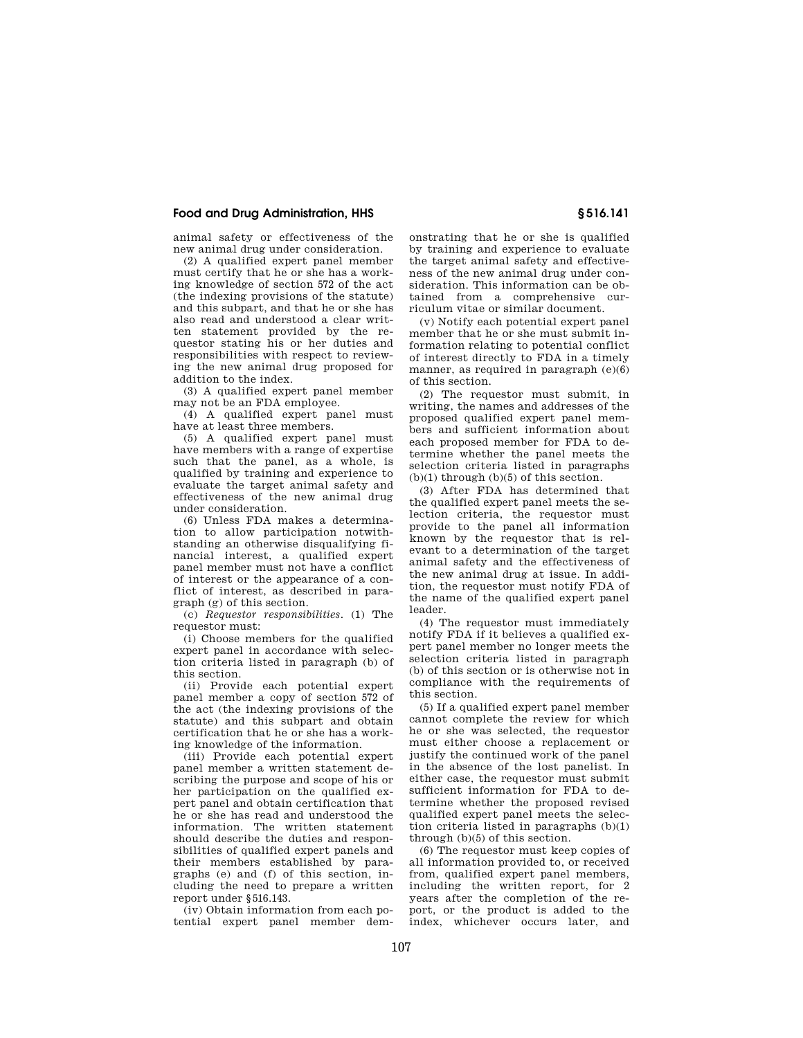animal safety or effectiveness of the new animal drug under consideration.

(2) A qualified expert panel member must certify that he or she has a working knowledge of section 572 of the act (the indexing provisions of the statute) and this subpart, and that he or she has also read and understood a clear written statement provided by the requestor stating his or her duties and responsibilities with respect to reviewing the new animal drug proposed for addition to the index.

(3) A qualified expert panel member may not be an FDA employee.

(4) A qualified expert panel must have at least three members.

(5) A qualified expert panel must have members with a range of expertise such that the panel, as a whole, is qualified by training and experience to evaluate the target animal safety and effectiveness of the new animal drug under consideration.

(6) Unless FDA makes a determination to allow participation notwithstanding an otherwise disqualifying financial interest, a qualified expert panel member must not have a conflict of interest or the appearance of a conflict of interest, as described in paragraph (g) of this section.

(c) *Requestor responsibilities.* (1) The requestor must:

(i) Choose members for the qualified expert panel in accordance with selection criteria listed in paragraph (b) of this section.

(ii) Provide each potential expert panel member a copy of section 572 of the act (the indexing provisions of the statute) and this subpart and obtain certification that he or she has a working knowledge of the information.

(iii) Provide each potential expert panel member a written statement describing the purpose and scope of his or her participation on the qualified expert panel and obtain certification that he or she has read and understood the information. The written statement should describe the duties and responsibilities of qualified expert panels and their members established by paragraphs (e) and (f) of this section, including the need to prepare a written report under §516.143.

(iv) Obtain information from each potential expert panel member demonstrating that he or she is qualified by training and experience to evaluate the target animal safety and effectiveness of the new animal drug under consideration. This information can be obtained from a comprehensive curriculum vitae or similar document.

(v) Notify each potential expert panel member that he or she must submit information relating to potential conflict of interest directly to FDA in a timely manner, as required in paragraph (e)(6) of this section.

(2) The requestor must submit, in writing, the names and addresses of the proposed qualified expert panel members and sufficient information about each proposed member for FDA to determine whether the panel meets the selection criteria listed in paragraphs (b)(1) through (b)(5) of this section.

(3) After FDA has determined that the qualified expert panel meets the selection criteria, the requestor must provide to the panel all information known by the requestor that is relevant to a determination of the target animal safety and the effectiveness of the new animal drug at issue. In addition, the requestor must notify FDA of the name of the qualified expert panel leader.

(4) The requestor must immediately notify FDA if it believes a qualified expert panel member no longer meets the selection criteria listed in paragraph (b) of this section or is otherwise not in compliance with the requirements of this section.

(5) If a qualified expert panel member cannot complete the review for which he or she was selected, the requestor must either choose a replacement or justify the continued work of the panel in the absence of the lost panelist. In either case, the requestor must submit sufficient information for FDA to determine whether the proposed revised qualified expert panel meets the selection criteria listed in paragraphs (b)(1) through (b)(5) of this section.

(6) The requestor must keep copies of all information provided to, or received from, qualified expert panel members, including the written report, for 2 years after the completion of the report, or the product is added to the index, whichever occurs later, and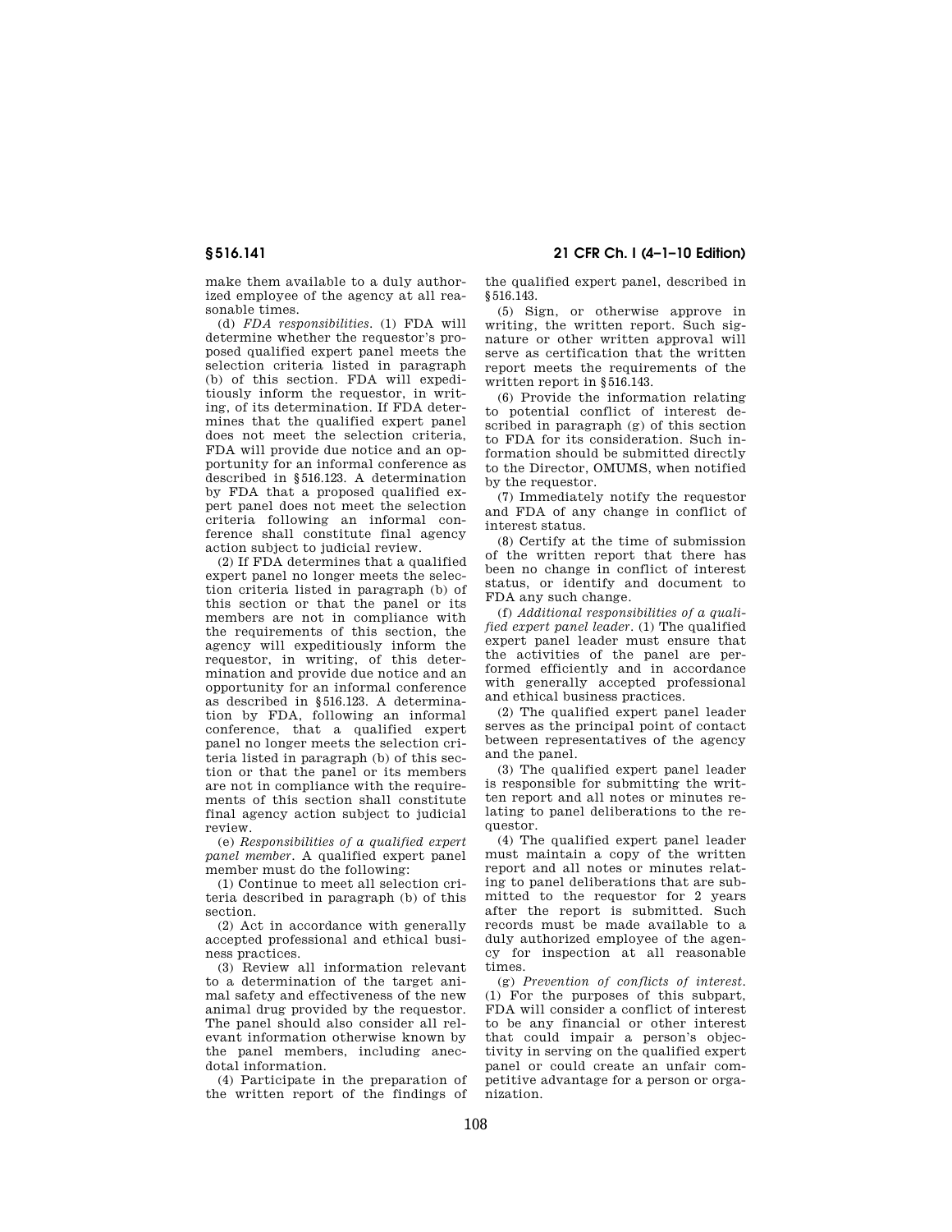make them available to a duly authorized employee of the agency at all reasonable times.

(d) *FDA responsibilities.* (1) FDA will determine whether the requestor's proposed qualified expert panel meets the selection criteria listed in paragraph (b) of this section. FDA will expeditiously inform the requestor, in writing, of its determination. If FDA determines that the qualified expert panel does not meet the selection criteria, FDA will provide due notice and an opportunity for an informal conference as described in §516.123. A determination by FDA that a proposed qualified expert panel does not meet the selection criteria following an informal conference shall constitute final agency action subject to judicial review.

(2) If FDA determines that a qualified expert panel no longer meets the selection criteria listed in paragraph (b) of this section or that the panel or its members are not in compliance with the requirements of this section, the agency will expeditiously inform the requestor, in writing, of this determination and provide due notice and an opportunity for an informal conference as described in §516.123. A determination by FDA, following an informal conference, that a qualified expert panel no longer meets the selection criteria listed in paragraph (b) of this section or that the panel or its members are not in compliance with the requirements of this section shall constitute final agency action subject to judicial review.

(e) *Responsibilities of a qualified expert panel member.* A qualified expert panel member must do the following:

(1) Continue to meet all selection criteria described in paragraph (b) of this section.

(2) Act in accordance with generally accepted professional and ethical business practices.

(3) Review all information relevant to a determination of the target animal safety and effectiveness of the new animal drug provided by the requestor. The panel should also consider all relevant information otherwise known by the panel members, including anecdotal information.

(4) Participate in the preparation of the written report of the findings of the qualified expert panel, described in §516.143.

(5) Sign, or otherwise approve in writing, the written report. Such signature or other written approval will serve as certification that the written report meets the requirements of the written report in §516.143.

(6) Provide the information relating to potential conflict of interest described in paragraph (g) of this section to FDA for its consideration. Such information should be submitted directly to the Director, OMUMS, when notified by the requestor.

(7) Immediately notify the requestor and FDA of any change in conflict of interest status.

(8) Certify at the time of submission of the written report that there has been no change in conflict of interest status, or identify and document to FDA any such change.

(f) *Additional responsibilities of a qualified expert panel leader.* (1) The qualified expert panel leader must ensure that the activities of the panel are performed efficiently and in accordance with generally accepted professional and ethical business practices.

(2) The qualified expert panel leader serves as the principal point of contact between representatives of the agency and the panel.

(3) The qualified expert panel leader is responsible for submitting the written report and all notes or minutes relating to panel deliberations to the requestor.

(4) The qualified expert panel leader must maintain a copy of the written report and all notes or minutes relating to panel deliberations that are submitted to the requestor for 2 years after the report is submitted. Such records must be made available to a duly authorized employee of the agency for inspection at all reasonable times.

(g) *Prevention of conflicts of interest.* (1) For the purposes of this subpart, FDA will consider a conflict of interest to be any financial or other interest that could impair a person's objectivity in serving on the qualified expert panel or could create an unfair competitive advantage for a person or organization.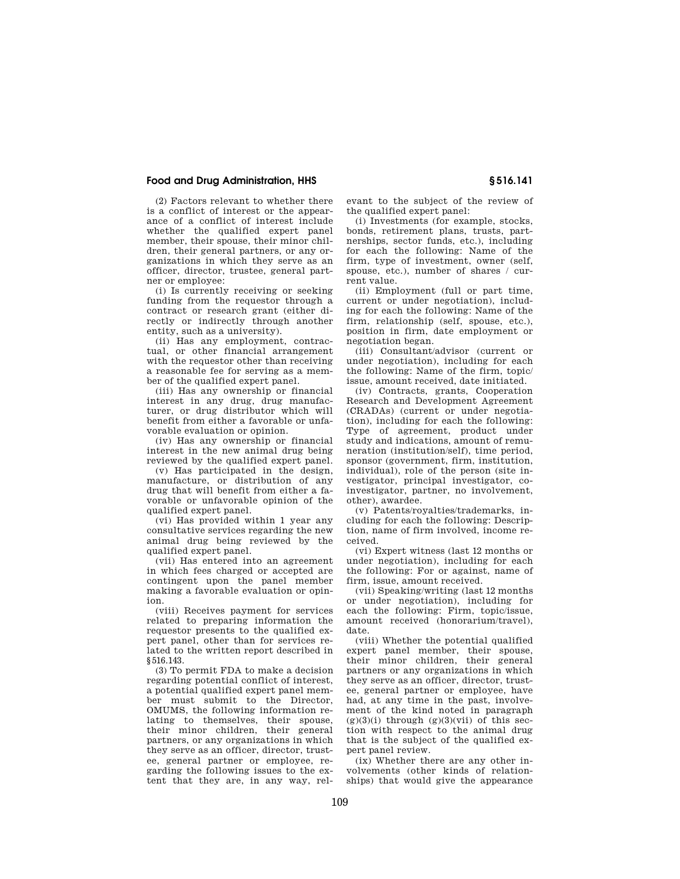(2) Factors relevant to whether there is a conflict of interest or the appearance of a conflict of interest include whether the qualified expert panel member, their spouse, their minor children, their general partners, or any organizations in which they serve as an officer, director, trustee, general partner or employee:

(i) Is currently receiving or seeking funding from the requestor through a contract or research grant (either directly or indirectly through another entity, such as a university).

(ii) Has any employment, contractual, or other financial arrangement with the requestor other than receiving a reasonable fee for serving as a member of the qualified expert panel.

(iii) Has any ownership or financial interest in any drug, drug manufacturer, or drug distributor which will benefit from either a favorable or unfavorable evaluation or opinion.

(iv) Has any ownership or financial interest in the new animal drug being reviewed by the qualified expert panel.

(v) Has participated in the design, manufacture, or distribution of any drug that will benefit from either a favorable or unfavorable opinion of the qualified expert panel.

(vi) Has provided within 1 year any consultative services regarding the new animal drug being reviewed by the qualified expert panel.

(vii) Has entered into an agreement in which fees charged or accepted are contingent upon the panel member making a favorable evaluation or opinion.

(viii) Receives payment for services related to preparing information the requestor presents to the qualified expert panel, other than for services related to the written report described in §516.143.

(3) To permit FDA to make a decision regarding potential conflict of interest, a potential qualified expert panel member must submit to the Director, OMUMS, the following information relating to themselves, their spouse, their minor children, their general partners, or any organizations in which they serve as an officer, director, trustee, general partner or employee, regarding the following issues to the extent that they are, in any way, relevant to the subject of the review of the qualified expert panel:

(i) Investments (for example, stocks, bonds, retirement plans, trusts, partnerships, sector funds, etc.), including for each the following: Name of the firm, type of investment, owner (self, spouse, etc.), number of shares / current value.

(ii) Employment (full or part time, current or under negotiation), including for each the following: Name of the firm, relationship (self, spouse, etc.), position in firm, date employment or negotiation began.

(iii) Consultant/advisor (current or under negotiation), including for each the following: Name of the firm, topic/issue, amount received, date initiated.

(iv) Contracts, grants, Cooperation Research and Development Agreement (CRADAs) (current or under negotiation), including for each the following: Type of agreement, product under study and indications, amount of remuneration (institution/self), time period, sponsor (government, firm, institution, individual), role of the person (site investigator, principal investigator, co-investigator, partner, no involvement, other), awardee.

(v) Patents/royalties/trademarks, including for each the following: Description, name of firm involved, income received.

(vi) Expert witness (last 12 months or under negotiation), including for each the following: For or against, name of firm, issue, amount received.

(vii) Speaking/writing (last 12 months or under negotiation), including for each the following: Firm, topic/issue, amount received (honorarium/travel), date.

(viii) Whether the potential qualified expert panel member, their spouse, their minor children, their general partners or any organizations in which they serve as an officer, director, trustee, general partner or employee, have had, at any time in the past, involvement of the kind noted in paragraph (g)(3)(i) through (g)(3)(vii) of this section with respect to the animal drug that is the subject of the qualified expert panel review.

(ix) Whether there are any other involvements (other kinds of relationships) that would give the appearance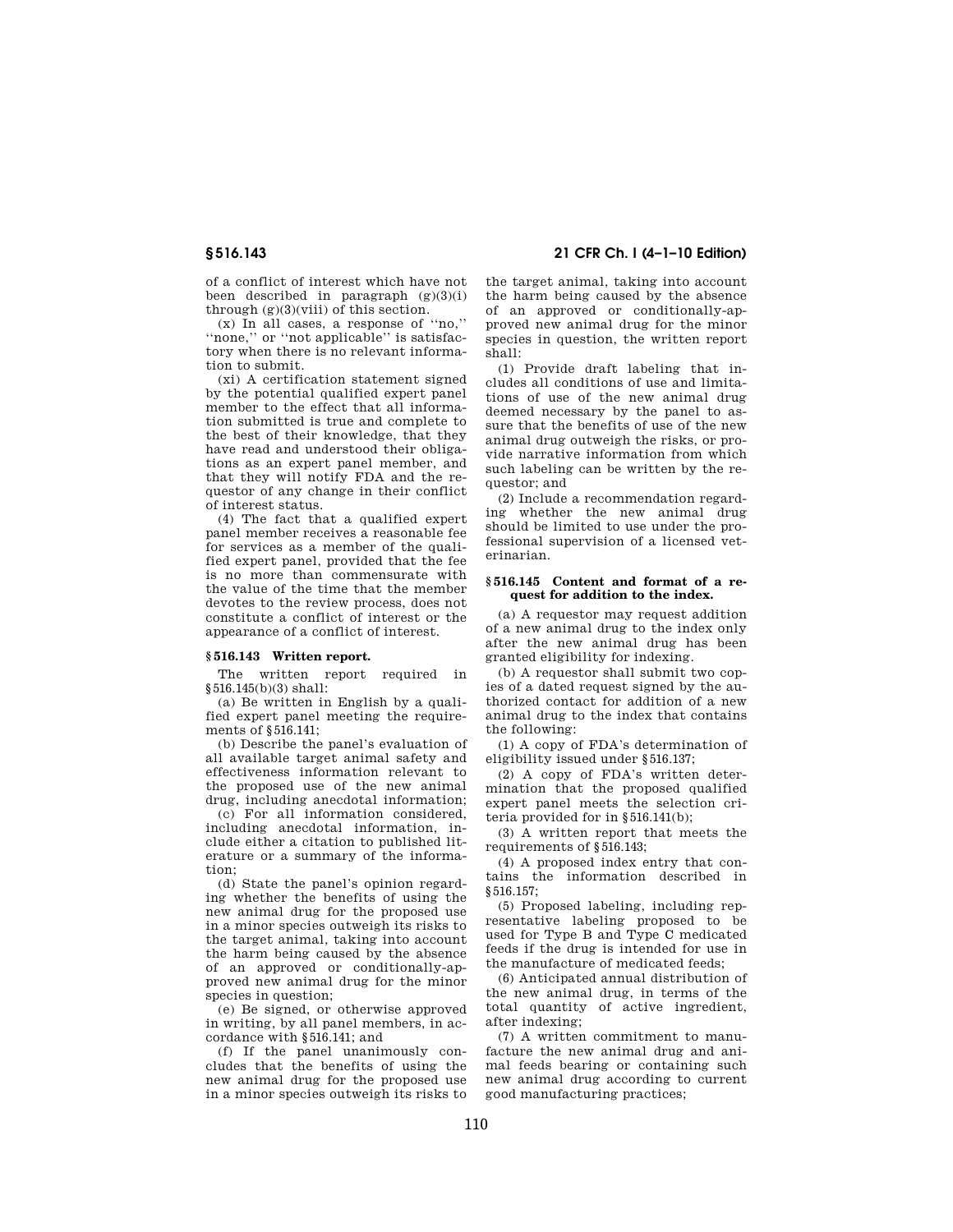of a conflict of interest which have not been described in paragraph (g)(3)(i) through (g)(3)(viii) of this section.

(x) In all cases, a response of ''no,'' ''none,'' or ''not applicable'' is satisfactory when there is no relevant information to submit.

(xi) A certification statement signed by the potential qualified expert panel member to the effect that all information submitted is true and complete to the best of their knowledge, that they have read and understood their obligations as an expert panel member, and that they will notify FDA and the requestor of any change in their conflict of interest status.

(4) The fact that a qualified expert panel member receives a reasonable fee for services as a member of the qualified expert panel, provided that the fee is no more than commensurate with the value of the time that the member devotes to the review process, does not constitute a conflict of interest or the appearance of a conflict of interest.

### § 516.143 Written report.

The written report required in § 516.145(b)(3) shall:

(a) Be written in English by a qualified expert panel meeting the requirements of § 516.141;

(b) Describe the panel's evaluation of all available target animal safety and effectiveness information relevant to the proposed use of the new animal drug, including anecdotal information;

(c) For all information considered, including anecdotal information, include either a citation to published literature or a summary of the information;

(d) State the panel's opinion regarding whether the benefits of using the new animal drug for the proposed use in a minor species outweigh its risks to the target animal, taking into account the harm being caused by the absence of an approved or conditionally-approved new animal drug for the minor species in question;

(e) Be signed, or otherwise approved in writing, by all panel members, in accordance with § 516.141; and

(f) If the panel unanimously concludes that the benefits of using the new animal drug for the proposed use in a minor species outweigh its risks to the target animal, taking into account the harm being caused by the absence of an approved or conditionally-approved new animal drug for the minor species in question, the written report shall:

(1) Provide draft labeling that includes all conditions of use and limitations of use of the new animal drug deemed necessary by the panel to assure that the benefits of use of the new animal drug outweigh the risks, or provide narrative information from which such labeling can be written by the requestor; and

(2) Include a recommendation regarding whether the new animal drug should be limited to use under the professional supervision of a licensed veterinarian.

### § 516.145 Content and format of a request for addition to the index.

(a) A requestor may request addition of a new animal drug to the index only after the new animal drug has been granted eligibility for indexing.

(b) A requestor shall submit two copies of a dated request signed by the authorized contact for addition of a new animal drug to the index that contains the following:

(1) A copy of FDA's determination of eligibility issued under § 516.137;

(2) A copy of FDA's written determination that the proposed qualified expert panel meets the selection criteria provided for in § 516.141(b);

(3) A written report that meets the requirements of § 516.143;

(4) A proposed index entry that contains the information described in § 516.157;

(5) Proposed labeling, including representative labeling proposed to be used for Type B and Type C medicated feeds if the drug is intended for use in the manufacture of medicated feeds;

(6) Anticipated annual distribution of the new animal drug, in terms of the total quantity of active ingredient, after indexing;

(7) A written commitment to manufacture the new animal drug and animal feeds bearing or containing such new animal drug according to current good manufacturing practices;